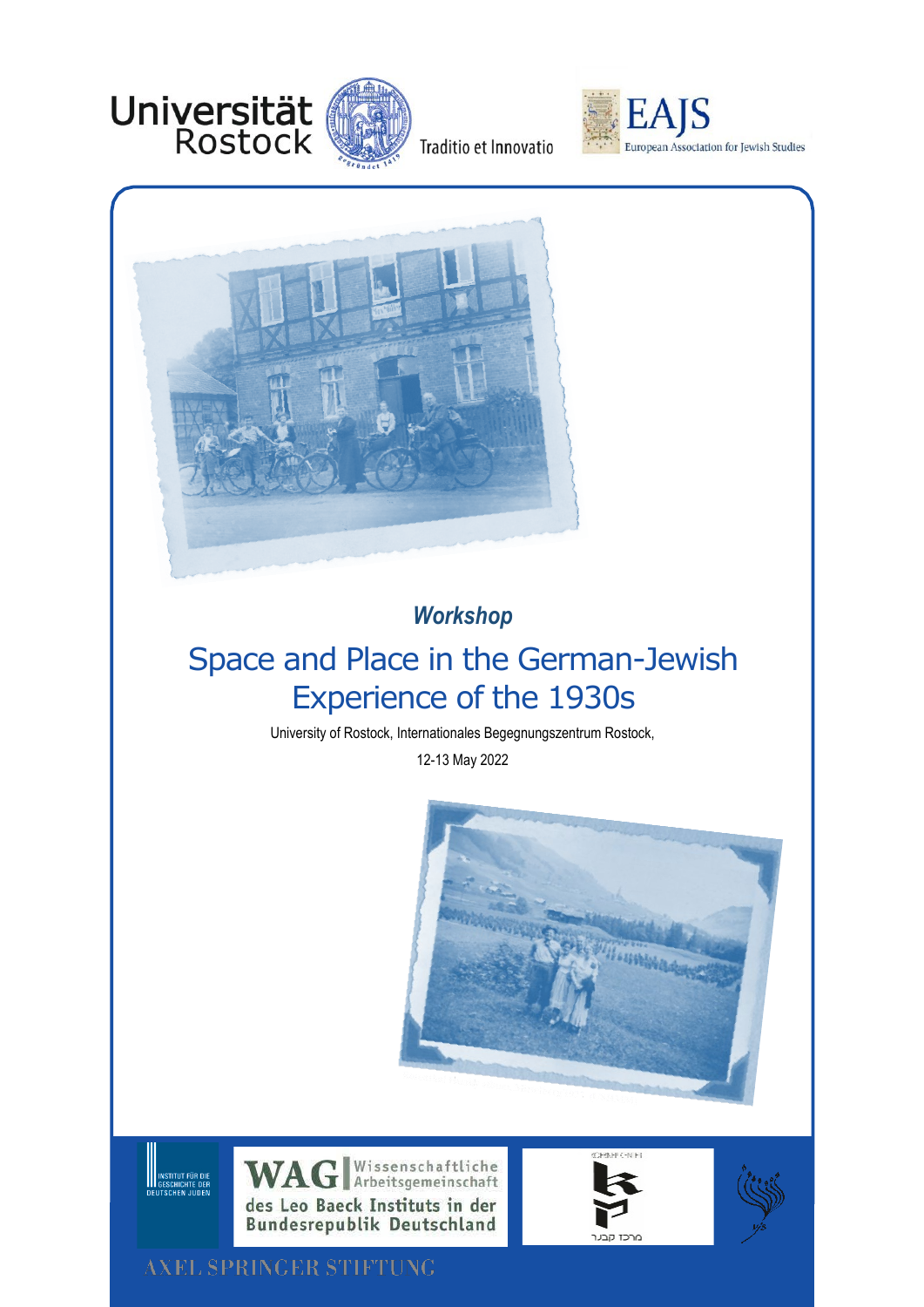Universität Rostock

Traditio et Innovatio

EAJS
European Association for Jewish Studies

*Workshop*

# Space and Place in the German-Jewish Experience of the 1930s

University of Rostock, Internationales Begegnungszentrum Rostock,

12-13 May 2022

INSTITUT FÜR DIE GESCHICHTE DER DEUTSCHEN JUDEN

WAG Wissenschaftliche Arbeitsgemeinschaft des Leo Baeck Instituts in der Bundesrepublik Deutschland

מרכז קבנר

AXEL SPRINGER STIFTUNG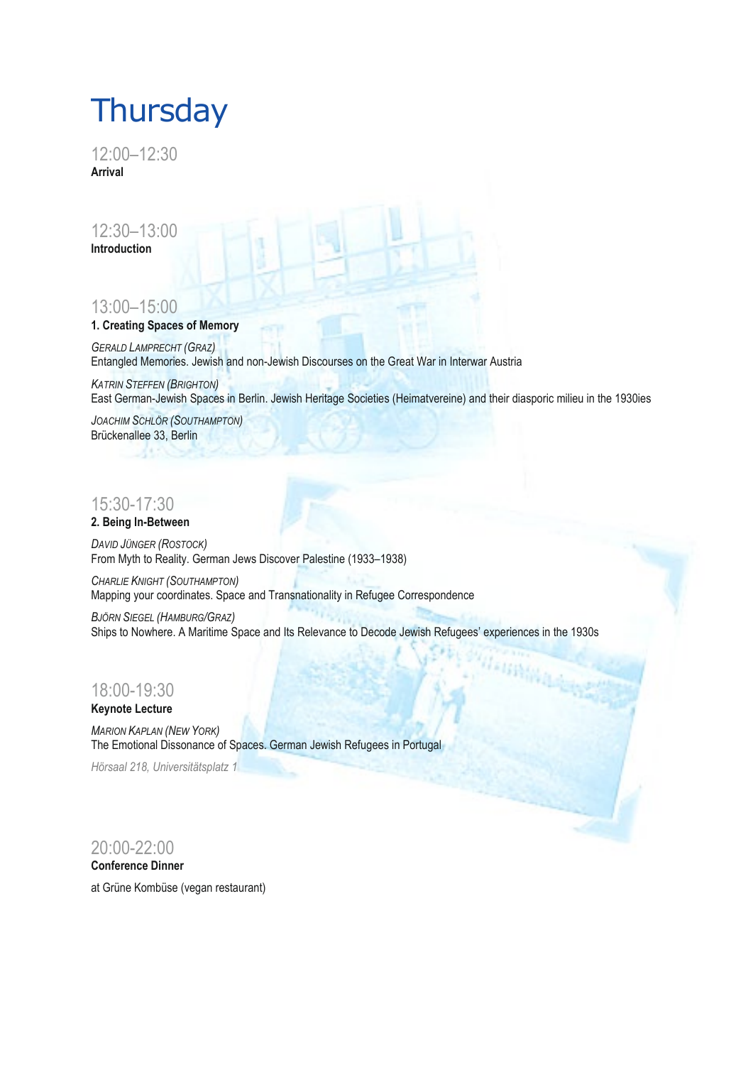# Thursday

12:00–12:30
**Arrival**

12:30–13:00
**Introduction**

13:00–15:00
**1. Creating Spaces of Memory**

*Gerald Lamprecht (Graz)*
Entangled Memories. Jewish and non-Jewish Discourses on the Great War in Interwar Austria

*Katrin Steffen (Brighton)*
East German-Jewish Spaces in Berlin. Jewish Heritage Societies (Heimatvereine) and their diasporic milieu in the 1930ies

*Joachim Schlör (Southampton)*
Brückenallee 33, Berlin

15:30-17:30
**2. Being In-Between**

*David Jünger (Rostock)*
From Myth to Reality. German Jews Discover Palestine (1933–1938)

*Charlie Knight (Southampton)*
Mapping your coordinates. Space and Transnationality in Refugee Correspondence

*Björn Siegel (Hamburg/Graz)*
Ships to Nowhere. A Maritime Space and Its Relevance to Decode Jewish Refugees' experiences in the 1930s

18:00-19:30
**Keynote Lecture**

*Marion Kaplan (New York)*
The Emotional Dissonance of Spaces. German Jewish Refugees in Portugal

*Hörsaal 218, Universitätsplatz 1*

20:00-22:00
**Conference Dinner**

at Grüne Kombüse (vegan restaurant)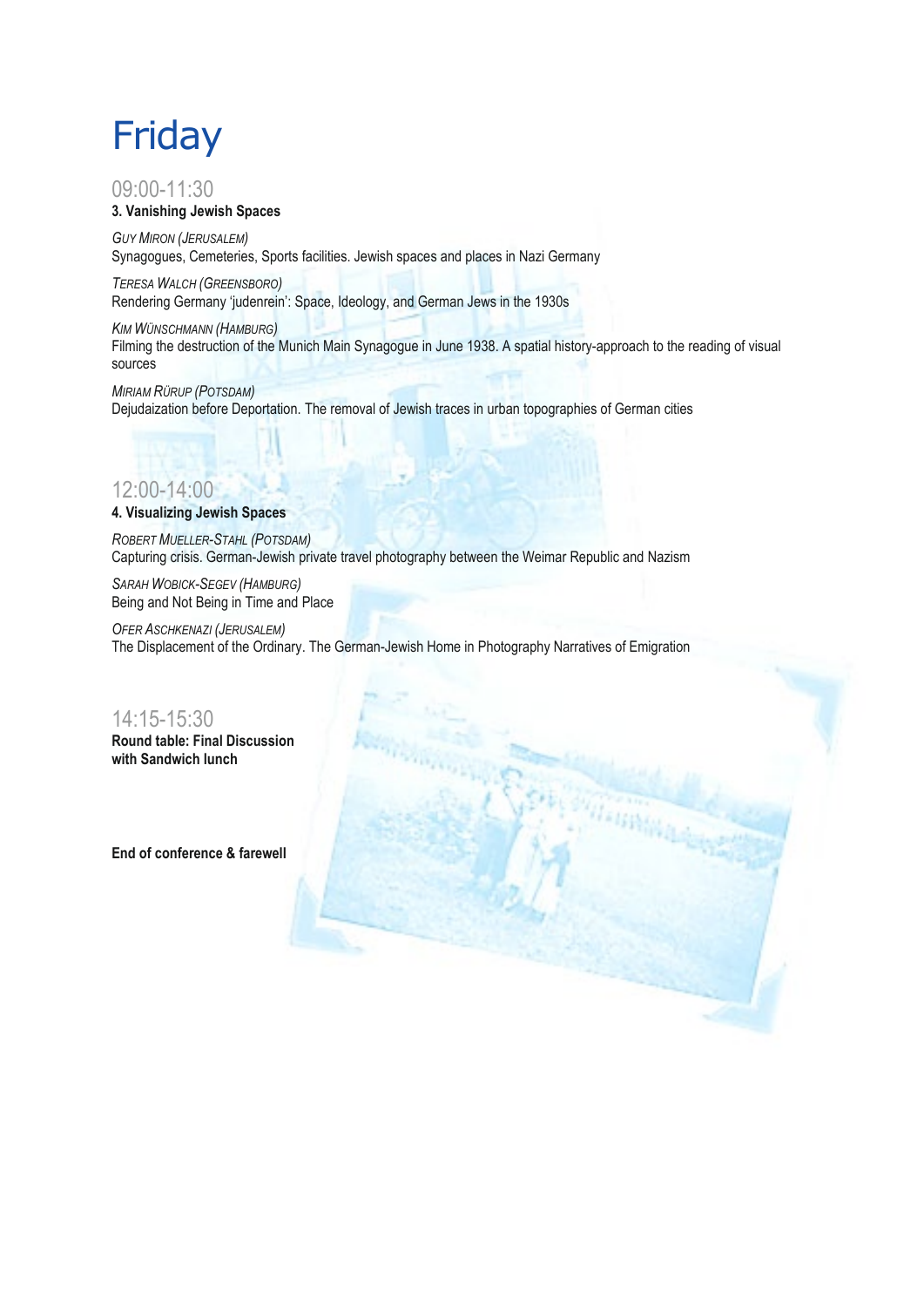# Friday

## 09:00-11:30

**3. Vanishing Jewish Spaces**

*Guy Miron (Jerusalem)*
Synagogues, Cemeteries, Sports facilities. Jewish spaces and places in Nazi Germany

*Teresa Walch (Greensboro)*
Rendering Germany 'judenrein': Space, Ideology, and German Jews in the 1930s

*Kim Wünschmann (Hamburg)*
Filming the destruction of the Munich Main Synagogue in June 1938. A spatial history-approach to the reading of visual sources

*Miriam Rürup (Potsdam)*
Dejudaization before Deportation. The removal of Jewish traces in urban topographies of German cities

## 12:00-14:00

**4. Visualizing Jewish Spaces**

*Robert Mueller-Stahl (Potsdam)*
Capturing crisis. German-Jewish private travel photography between the Weimar Republic and Nazism

*Sarah Wobick-Segev (Hamburg)*
Being and Not Being in Time and Place

*Ofer Aschkenazi (Jerusalem)*
The Displacement of the Ordinary. The German-Jewish Home in Photography Narratives of Emigration

## 14:15-15:30

**Round table: Final Discussion with Sandwich lunch**

**End of conference & farewell**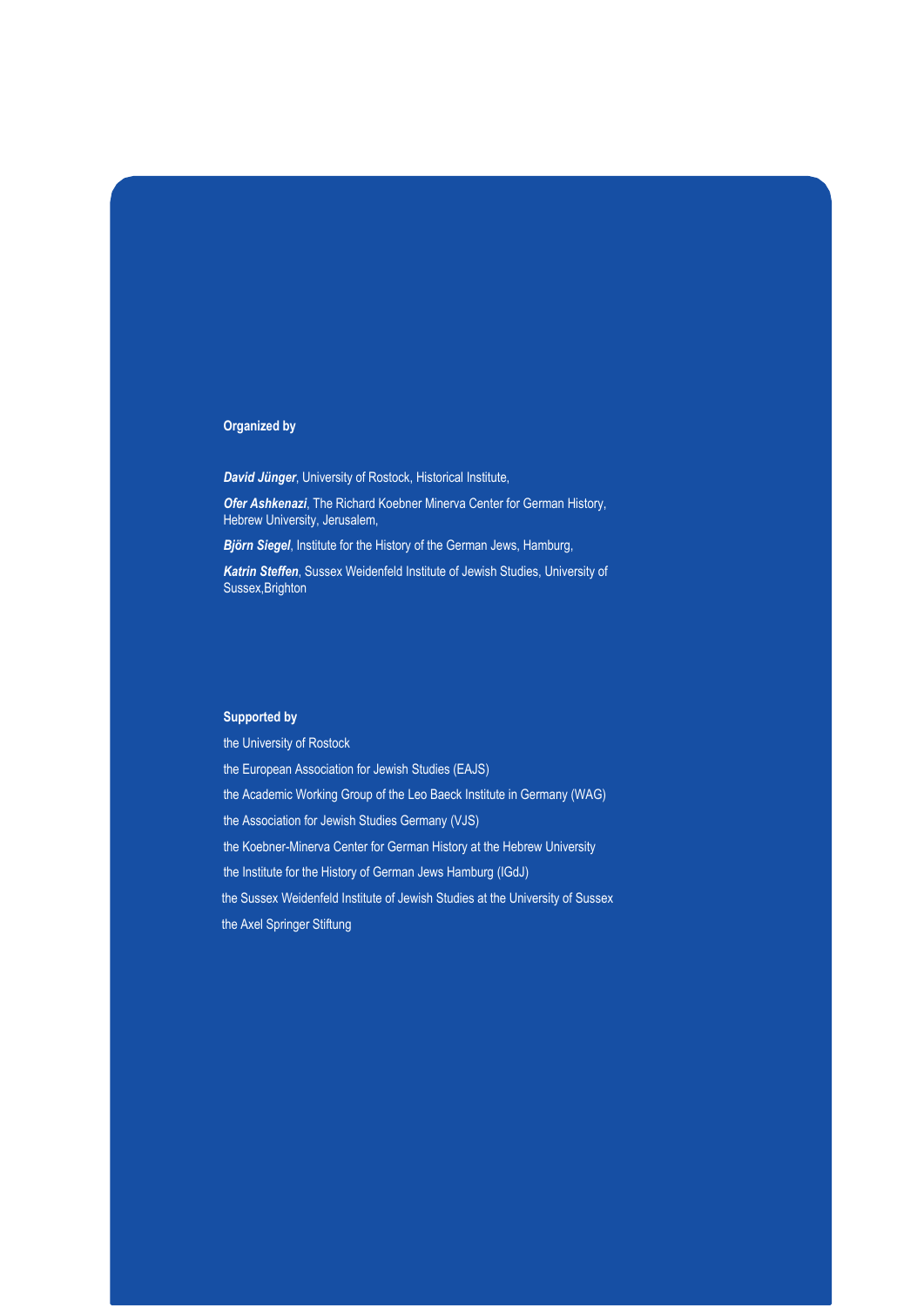**Organized by**

***David Jünger***, University of Rostock, Historical Institute,

***Ofer Ashkenazi***, The Richard Koebner Minerva Center for German History, Hebrew University, Jerusalem,

***Björn Siegel***, Institute for the History of the German Jews, Hamburg,

***Katrin Steffen***, Sussex Weidenfeld Institute of Jewish Studies, University of Sussex,Brighton

**Supported by**

the University of Rostock

the European Association for Jewish Studies (EAJS)

the Academic Working Group of the Leo Baeck Institute in Germany (WAG)

the Association for Jewish Studies Germany (VJS)

the Koebner-Minerva Center for German History at the Hebrew University

the Institute for the History of German Jews Hamburg (IGdJ)

the Sussex Weidenfeld Institute of Jewish Studies at the University of Sussex

the Axel Springer Stiftung